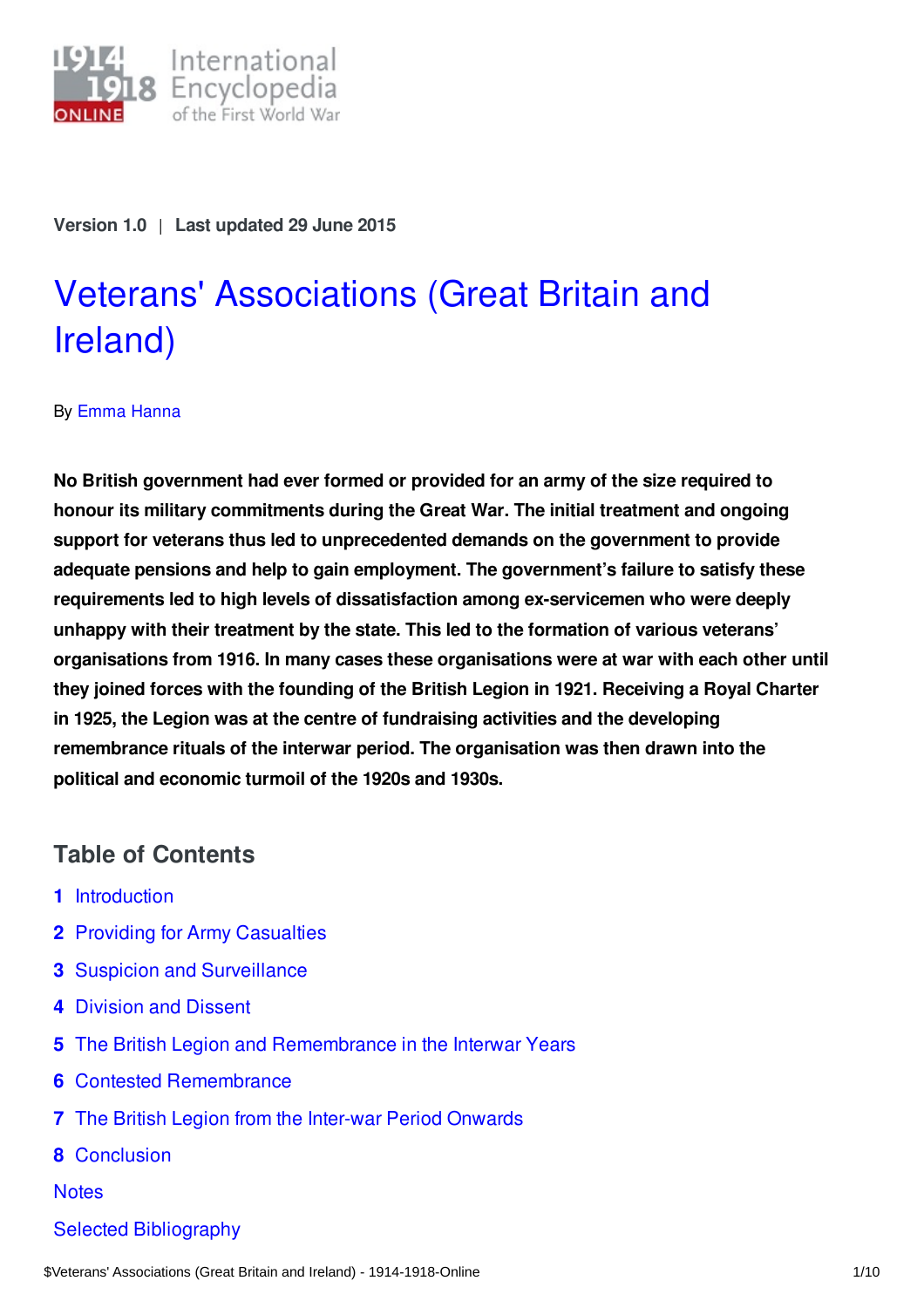Version 1.0 | Last updated 29 June 2015

# Veterans' Associations (Great Britain and Ireland)

By Emma Hanna

**No British government had ever formed or provided for an army of the size required to honour its military commitments during the Great War. The initial treatment and ongoing support for veterans thus led to unprecedented demands on the government to provide adequate pensions and help to gain employment. The government's failure to satisfy these requirements led to high levels of dissatisfaction among ex-servicemen who were deeply unhappy with their treatment by the state. This led to the formation of various veterans' organisations from 1916. In many cases these organisations were at war with each other until they joined forces with the founding of the British Legion in 1921. Receiving a Royal Charter in 1925, the Legion was at the centre of fundraising activities and the developing remembrance rituals of the interwar period. The organisation was then drawn into the political and economic turmoil of the 1920s and 1930s.**

## Table of Contents

1 Introduction
2 Providing for Army Casualties
3 Suspicion and Surveillance
4 Division and Dissent
5 The British Legion and Remembrance in the Interwar Years
6 Contested Remembrance
7 The British Legion from the Inter-war Period Onwards
8 Conclusion

Notes

Selected Bibliography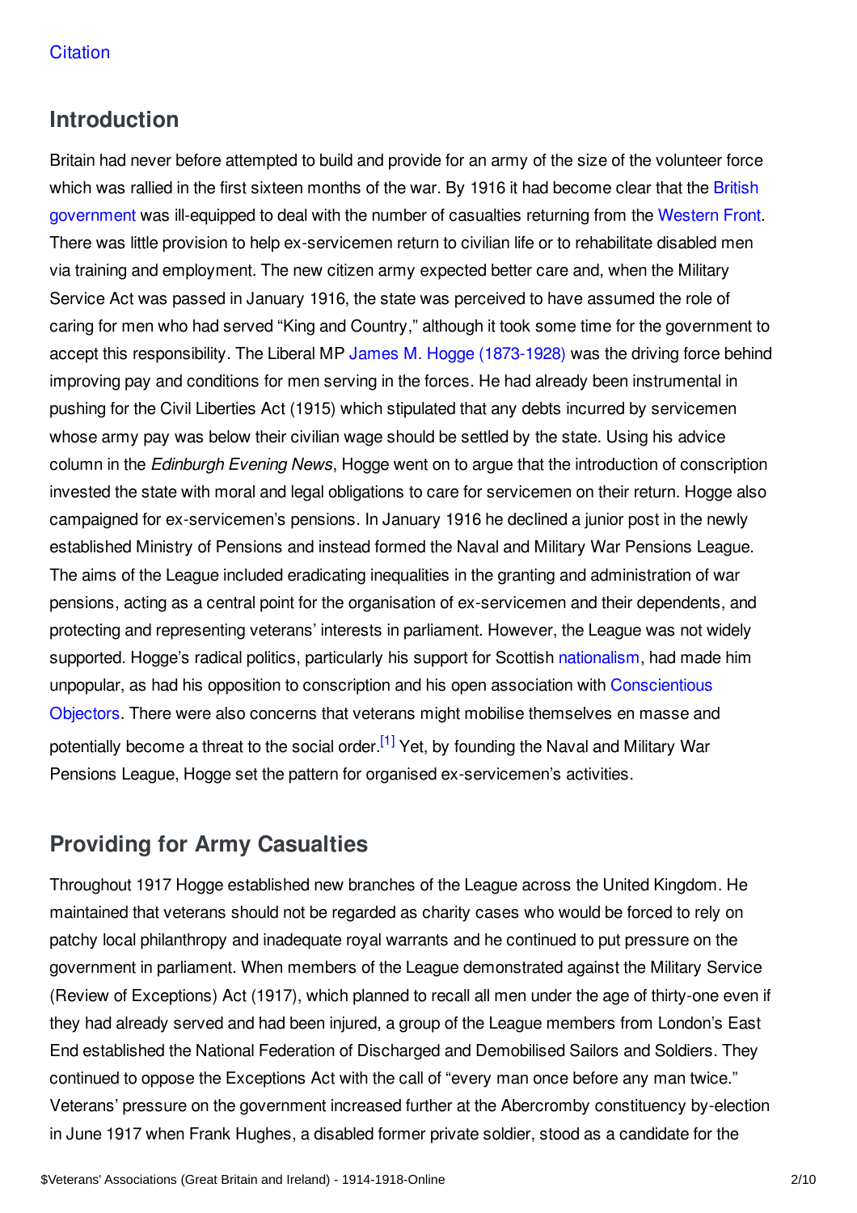Citation

## Introduction

Britain had never before attempted to build and provide for an army of the size of the volunteer force which was rallied in the first sixteen months of the war. By 1916 it had become clear that the British government was ill-equipped to deal with the number of casualties returning from the Western Front. There was little provision to help ex-servicemen return to civilian life or to rehabilitate disabled men via training and employment. The new citizen army expected better care and, when the Military Service Act was passed in January 1916, the state was perceived to have assumed the role of caring for men who had served "King and Country," although it took some time for the government to accept this responsibility. The Liberal MP James M. Hogge (1873-1928) was the driving force behind improving pay and conditions for men serving in the forces. He had already been instrumental in pushing for the Civil Liberties Act (1915) which stipulated that any debts incurred by servicemen whose army pay was below their civilian wage should be settled by the state. Using his advice column in the *Edinburgh Evening News*, Hogge went on to argue that the introduction of conscription invested the state with moral and legal obligations to care for servicemen on their return. Hogge also campaigned for ex-servicemen's pensions. In January 1916 he declined a junior post in the newly established Ministry of Pensions and instead formed the Naval and Military War Pensions League. The aims of the League included eradicating inequalities in the granting and administration of war pensions, acting as a central point for the organisation of ex-servicemen and their dependents, and protecting and representing veterans' interests in parliament. However, the League was not widely supported. Hogge's radical politics, particularly his support for Scottish nationalism, had made him unpopular, as had his opposition to conscription and his open association with Conscientious Objectors. There were also concerns that veterans might mobilise themselves en masse and potentially become a threat to the social order.[1] Yet, by founding the Naval and Military War Pensions League, Hogge set the pattern for organised ex-servicemen's activities.

## Providing for Army Casualties

Throughout 1917 Hogge established new branches of the League across the United Kingdom. He maintained that veterans should not be regarded as charity cases who would be forced to rely on patchy local philanthropy and inadequate royal warrants and he continued to put pressure on the government in parliament. When members of the League demonstrated against the Military Service (Review of Exceptions) Act (1917), which planned to recall all men under the age of thirty-one even if they had already served and had been injured, a group of the League members from London's East End established the National Federation of Discharged and Demobilised Sailors and Soldiers. They continued to oppose the Exceptions Act with the call of "every man once before any man twice." Veterans' pressure on the government increased further at the Abercromby constituency by-election in June 1917 when Frank Hughes, a disabled former private soldier, stood as a candidate for the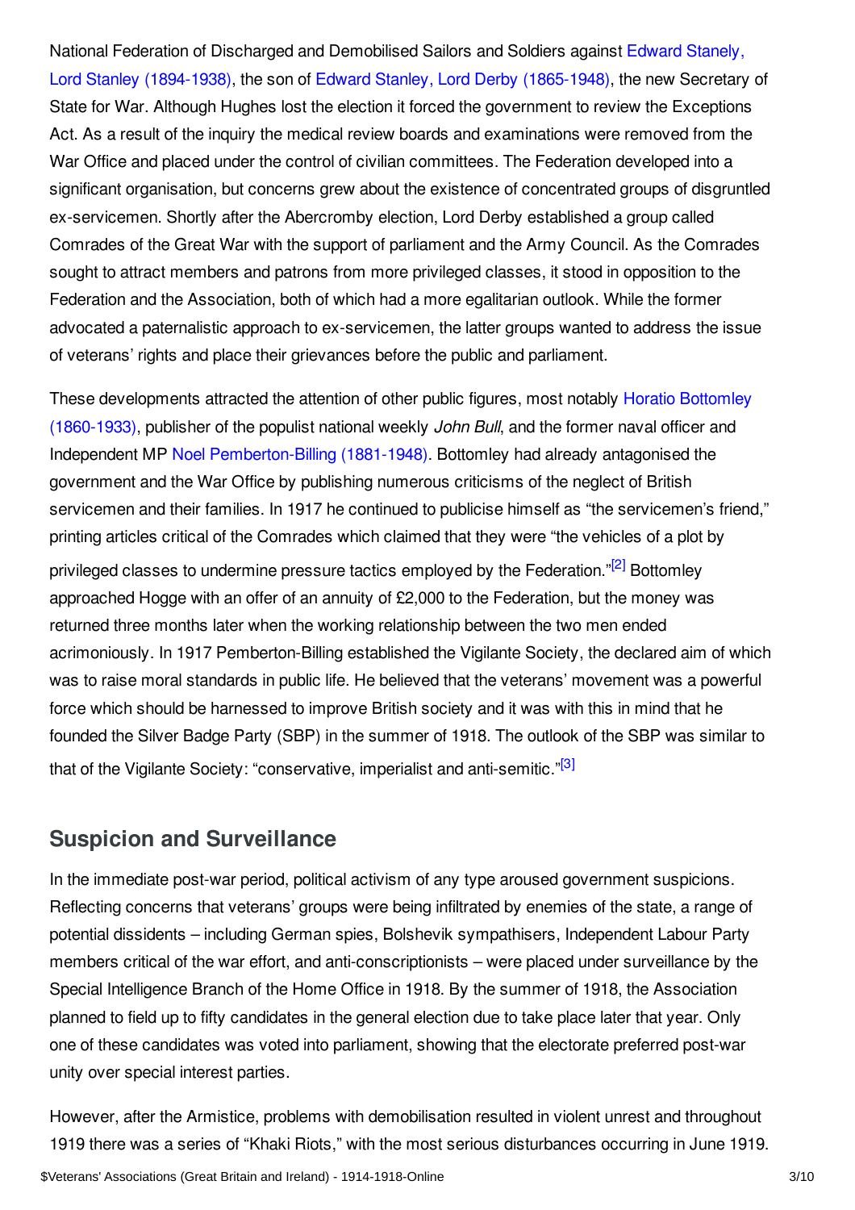National Federation of Discharged and Demobilised Sailors and Soldiers against Edward Stanely, Lord Stanley (1894-1938), the son of Edward Stanley, Lord Derby (1865-1948), the new Secretary of State for War. Although Hughes lost the election it forced the government to review the Exceptions Act. As a result of the inquiry the medical review boards and examinations were removed from the War Office and placed under the control of civilian committees. The Federation developed into a significant organisation, but concerns grew about the existence of concentrated groups of disgruntled ex-servicemen. Shortly after the Abercromby election, Lord Derby established a group called Comrades of the Great War with the support of parliament and the Army Council. As the Comrades sought to attract members and patrons from more privileged classes, it stood in opposition to the Federation and the Association, both of which had a more egalitarian outlook. While the former advocated a paternalistic approach to ex-servicemen, the latter groups wanted to address the issue of veterans' rights and place their grievances before the public and parliament.

These developments attracted the attention of other public figures, most notably Horatio Bottomley (1860-1933), publisher of the populist national weekly *John Bull*, and the former naval officer and Independent MP Noel Pemberton-Billing (1881-1948). Bottomley had already antagonised the government and the War Office by publishing numerous criticisms of the neglect of British servicemen and their families. In 1917 he continued to publicise himself as "the servicemen's friend," printing articles critical of the Comrades which claimed that they were "the vehicles of a plot by privileged classes to undermine pressure tactics employed by the Federation."[2] Bottomley approached Hogge with an offer of an annuity of £2,000 to the Federation, but the money was returned three months later when the working relationship between the two men ended acrimoniously. In 1917 Pemberton-Billing established the Vigilante Society, the declared aim of which was to raise moral standards in public life. He believed that the veterans' movement was a powerful force which should be harnessed to improve British society and it was with this in mind that he founded the Silver Badge Party (SBP) in the summer of 1918. The outlook of the SBP was similar to that of the Vigilante Society: "conservative, imperialist and anti-semitic."[3]

## Suspicion and Surveillance

In the immediate post-war period, political activism of any type aroused government suspicions. Reflecting concerns that veterans' groups were being infiltrated by enemies of the state, a range of potential dissidents – including German spies, Bolshevik sympathisers, Independent Labour Party members critical of the war effort, and anti-conscriptionists – were placed under surveillance by the Special Intelligence Branch of the Home Office in 1918. By the summer of 1918, the Association planned to field up to fifty candidates in the general election due to take place later that year. Only one of these candidates was voted into parliament, showing that the electorate preferred post-war unity over special interest parties.

However, after the Armistice, problems with demobilisation resulted in violent unrest and throughout 1919 there was a series of "Khaki Riots," with the most serious disturbances occurring in June 1919.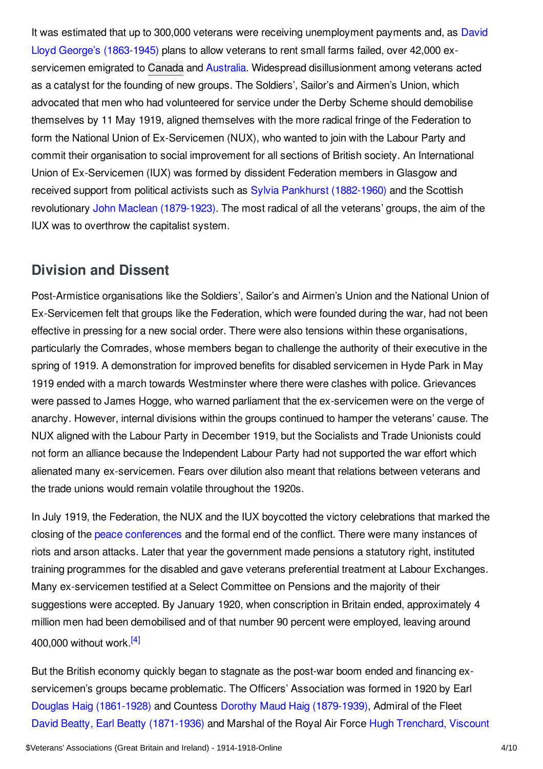It was estimated that up to 300,000 veterans were receiving unemployment payments and, as David Lloyd George's (1863-1945) plans to allow veterans to rent small farms failed, over 42,000 ex-servicemen emigrated to Canada and Australia. Widespread disillusionment among veterans acted as a catalyst for the founding of new groups. The Soldiers', Sailor's and Airmen's Union, which advocated that men who had volunteered for service under the Derby Scheme should demobilise themselves by 11 May 1919, aligned themselves with the more radical fringe of the Federation to form the National Union of Ex-Servicemen (NUX), who wanted to join with the Labour Party and commit their organisation to social improvement for all sections of British society. An International Union of Ex-Servicemen (IUX) was formed by dissident Federation members in Glasgow and received support from political activists such as Sylvia Pankhurst (1882-1960) and the Scottish revolutionary John Maclean (1879-1923). The most radical of all the veterans' groups, the aim of the IUX was to overthrow the capitalist system.

## Division and Dissent

Post-Armistice organisations like the Soldiers', Sailor's and Airmen's Union and the National Union of Ex-Servicemen felt that groups like the Federation, which were founded during the war, had not been effective in pressing for a new social order. There were also tensions within these organisations, particularly the Comrades, whose members began to challenge the authority of their executive in the spring of 1919. A demonstration for improved benefits for disabled servicemen in Hyde Park in May 1919 ended with a march towards Westminster where there were clashes with police. Grievances were passed to James Hogge, who warned parliament that the ex-servicemen were on the verge of anarchy. However, internal divisions within the groups continued to hamper the veterans' cause. The NUX aligned with the Labour Party in December 1919, but the Socialists and Trade Unionists could not form an alliance because the Independent Labour Party had not supported the war effort which alienated many ex-servicemen. Fears over dilution also meant that relations between veterans and the trade unions would remain volatile throughout the 1920s.

In July 1919, the Federation, the NUX and the IUX boycotted the victory celebrations that marked the closing of the peace conferences and the formal end of the conflict. There were many instances of riots and arson attacks. Later that year the government made pensions a statutory right, instituted training programmes for the disabled and gave veterans preferential treatment at Labour Exchanges. Many ex-servicemen testified at a Select Committee on Pensions and the majority of their suggestions were accepted. By January 1920, when conscription in Britain ended, approximately 4 million men had been demobilised and of that number 90 percent were employed, leaving around 400,000 without work.[4]

But the British economy quickly began to stagnate as the post-war boom ended and financing ex-servicemen's groups became problematic. The Officers' Association was formed in 1920 by Earl Douglas Haig (1861-1928) and Countess Dorothy Maud Haig (1879-1939), Admiral of the Fleet David Beatty, Earl Beatty (1871-1936) and Marshal of the Royal Air Force Hugh Trenchard, Viscount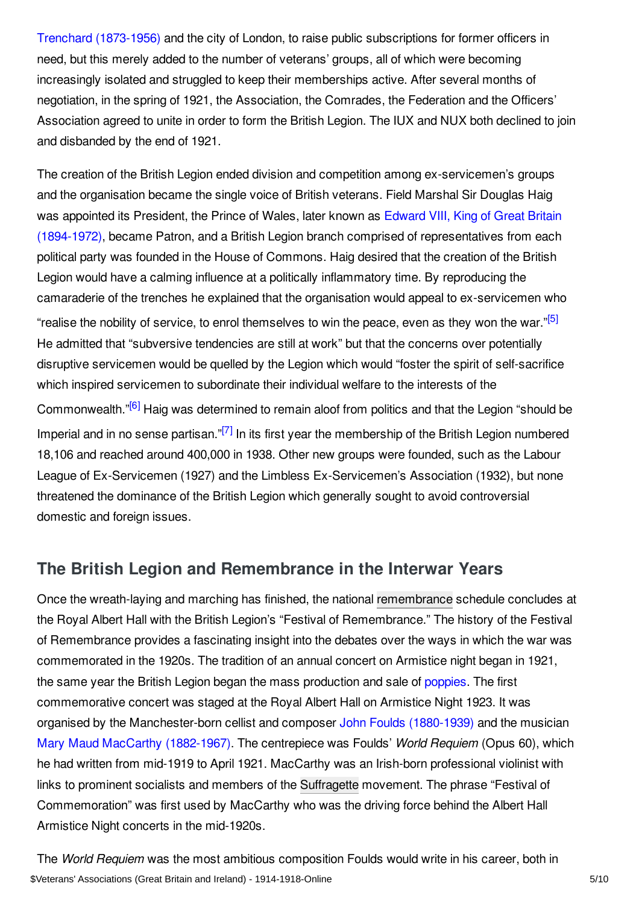Trenchard (1873-1956) and the city of London, to raise public subscriptions for former officers in need, but this merely added to the number of veterans' groups, all of which were becoming increasingly isolated and struggled to keep their memberships active. After several months of negotiation, in the spring of 1921, the Association, the Comrades, the Federation and the Officers' Association agreed to unite in order to form the British Legion. The IUX and NUX both declined to join and disbanded by the end of 1921.

The creation of the British Legion ended division and competition among ex-servicemen's groups and the organisation became the single voice of British veterans. Field Marshal Sir Douglas Haig was appointed its President, the Prince of Wales, later known as Edward VIII, King of Great Britain (1894-1972), became Patron, and a British Legion branch comprised of representatives from each political party was founded in the House of Commons. Haig desired that the creation of the British Legion would have a calming influence at a politically inflammatory time. By reproducing the camaraderie of the trenches he explained that the organisation would appeal to ex-servicemen who "realise the nobility of service, to enrol themselves to win the peace, even as they won the war."[5] He admitted that "subversive tendencies are still at work" but that the concerns over potentially disruptive servicemen would be quelled by the Legion which would "foster the spirit of self-sacrifice which inspired servicemen to subordinate their individual welfare to the interests of the Commonwealth."[6] Haig was determined to remain aloof from politics and that the Legion "should be Imperial and in no sense partisan."[7] In its first year the membership of the British Legion numbered 18,106 and reached around 400,000 in 1938. Other new groups were founded, such as the Labour League of Ex-Servicemen (1927) and the Limbless Ex-Servicemen's Association (1932), but none threatened the dominance of the British Legion which generally sought to avoid controversial domestic and foreign issues.

## The British Legion and Remembrance in the Interwar Years

Once the wreath-laying and marching has finished, the national remembrance schedule concludes at the Royal Albert Hall with the British Legion's "Festival of Remembrance." The history of the Festival of Remembrance provides a fascinating insight into the debates over the ways in which the war was commemorated in the 1920s. The tradition of an annual concert on Armistice night began in 1921, the same year the British Legion began the mass production and sale of poppies. The first commemorative concert was staged at the Royal Albert Hall on Armistice Night 1923. It was organised by the Manchester-born cellist and composer John Foulds (1880-1939) and the musician Mary Maud MacCarthy (1882-1967). The centrepiece was Foulds' *World Requiem* (Opus 60), which he had written from mid-1919 to April 1921. MacCarthy was an Irish-born professional violinist with links to prominent socialists and members of the Suffragette movement. The phrase "Festival of Commemoration" was first used by MacCarthy who was the driving force behind the Albert Hall Armistice Night concerts in the mid-1920s.

The *World Requiem* was the most ambitious composition Foulds would write in his career, both in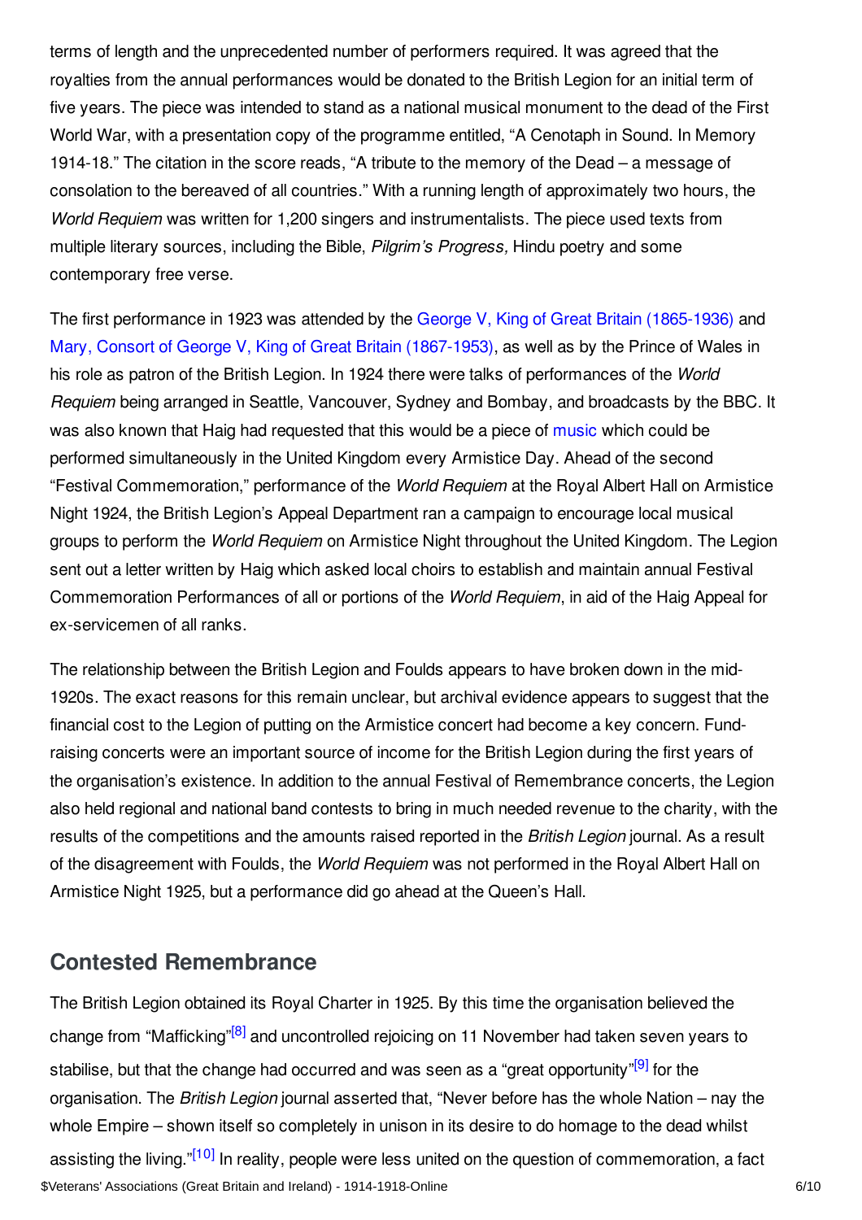terms of length and the unprecedented number of performers required. It was agreed that the royalties from the annual performances would be donated to the British Legion for an initial term of five years. The piece was intended to stand as a national musical monument to the dead of the First World War, with a presentation copy of the programme entitled, "A Cenotaph in Sound. In Memory 1914-18." The citation in the score reads, "A tribute to the memory of the Dead – a message of consolation to the bereaved of all countries." With a running length of approximately two hours, the *World Requiem* was written for 1,200 singers and instrumentalists. The piece used texts from multiple literary sources, including the Bible, *Pilgrim's Progress,* Hindu poetry and some contemporary free verse.

The first performance in 1923 was attended by the George V, King of Great Britain (1865-1936) and Mary, Consort of George V, King of Great Britain (1867-1953), as well as by the Prince of Wales in his role as patron of the British Legion. In 1924 there were talks of performances of the *World Requiem* being arranged in Seattle, Vancouver, Sydney and Bombay, and broadcasts by the BBC. It was also known that Haig had requested that this would be a piece of music which could be performed simultaneously in the United Kingdom every Armistice Day. Ahead of the second "Festival Commemoration," performance of the *World Requiem* at the Royal Albert Hall on Armistice Night 1924, the British Legion's Appeal Department ran a campaign to encourage local musical groups to perform the *World Requiem* on Armistice Night throughout the United Kingdom. The Legion sent out a letter written by Haig which asked local choirs to establish and maintain annual Festival Commemoration Performances of all or portions of the *World Requiem*, in aid of the Haig Appeal for ex-servicemen of all ranks.

The relationship between the British Legion and Foulds appears to have broken down in the mid-1920s. The exact reasons for this remain unclear, but archival evidence appears to suggest that the financial cost to the Legion of putting on the Armistice concert had become a key concern. Fund-raising concerts were an important source of income for the British Legion during the first years of the organisation's existence. In addition to the annual Festival of Remembrance concerts, the Legion also held regional and national band contests to bring in much needed revenue to the charity, with the results of the competitions and the amounts raised reported in the *British Legion* journal. As a result of the disagreement with Foulds, the *World Requiem* was not performed in the Royal Albert Hall on Armistice Night 1925, but a performance did go ahead at the Queen's Hall.

## Contested Remembrance

The British Legion obtained its Royal Charter in 1925. By this time the organisation believed the change from "Mafficking"[8] and uncontrolled rejoicing on 11 November had taken seven years to stabilise, but that the change had occurred and was seen as a "great opportunity"[9] for the organisation. The *British Legion* journal asserted that, "Never before has the whole Nation – nay the whole Empire – shown itself so completely in unison in its desire to do homage to the dead whilst assisting the living."[10] In reality, people were less united on the question of commemoration, a fact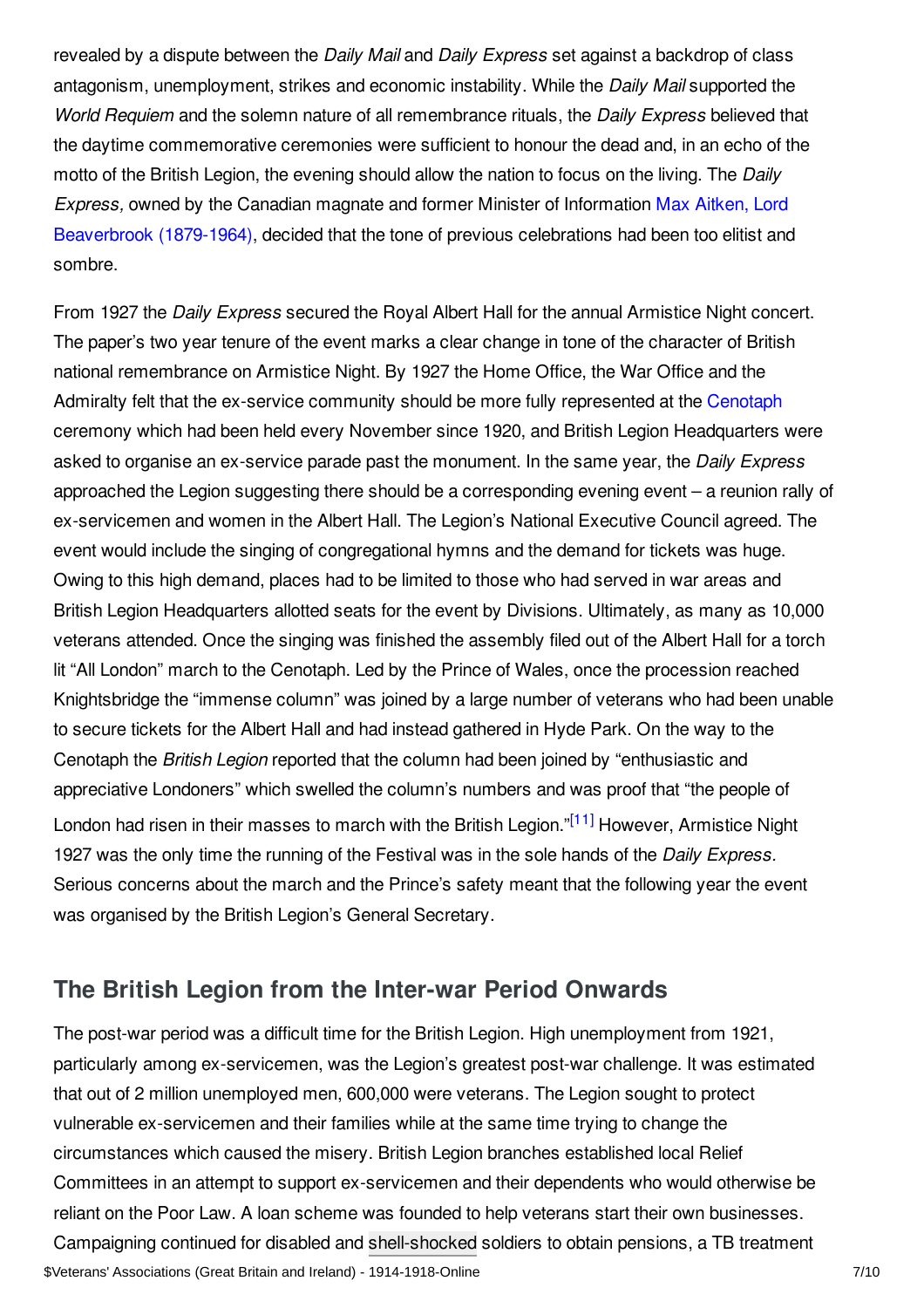revealed by a dispute between the *Daily Mail* and *Daily Express* set against a backdrop of class antagonism, unemployment, strikes and economic instability. While the *Daily Mail* supported the *World Requiem* and the solemn nature of all remembrance rituals, the *Daily Express* believed that the daytime commemorative ceremonies were sufficient to honour the dead and, in an echo of the motto of the British Legion, the evening should allow the nation to focus on the living. The *Daily Express,* owned by the Canadian magnate and former Minister of Information Max Aitken, Lord Beaverbrook (1879-1964), decided that the tone of previous celebrations had been too elitist and sombre.

From 1927 the *Daily Express* secured the Royal Albert Hall for the annual Armistice Night concert. The paper's two year tenure of the event marks a clear change in tone of the character of British national remembrance on Armistice Night. By 1927 the Home Office, the War Office and the Admiralty felt that the ex-service community should be more fully represented at the Cenotaph ceremony which had been held every November since 1920, and British Legion Headquarters were asked to organise an ex-service parade past the monument. In the same year, the *Daily Express* approached the Legion suggesting there should be a corresponding evening event – a reunion rally of ex-servicemen and women in the Albert Hall. The Legion's National Executive Council agreed. The event would include the singing of congregational hymns and the demand for tickets was huge. Owing to this high demand, places had to be limited to those who had served in war areas and British Legion Headquarters allotted seats for the event by Divisions. Ultimately, as many as 10,000 veterans attended. Once the singing was finished the assembly filed out of the Albert Hall for a torch lit "All London" march to the Cenotaph. Led by the Prince of Wales, once the procession reached Knightsbridge the "immense column" was joined by a large number of veterans who had been unable to secure tickets for the Albert Hall and had instead gathered in Hyde Park. On the way to the Cenotaph the *British Legion* reported that the column had been joined by "enthusiastic and appreciative Londoners" which swelled the column's numbers and was proof that "the people of London had risen in their masses to march with the British Legion."[11] However, Armistice Night 1927 was the only time the running of the Festival was in the sole hands of the *Daily Express.* Serious concerns about the march and the Prince's safety meant that the following year the event was organised by the British Legion's General Secretary.

## The British Legion from the Inter-war Period Onwards

The post-war period was a difficult time for the British Legion. High unemployment from 1921, particularly among ex-servicemen, was the Legion's greatest post-war challenge. It was estimated that out of 2 million unemployed men, 600,000 were veterans. The Legion sought to protect vulnerable ex-servicemen and their families while at the same time trying to change the circumstances which caused the misery. British Legion branches established local Relief Committees in an attempt to support ex-servicemen and their dependents who would otherwise be reliant on the Poor Law. A loan scheme was founded to help veterans start their own businesses. Campaigning continued for disabled and shell-shocked soldiers to obtain pensions, a TB treatment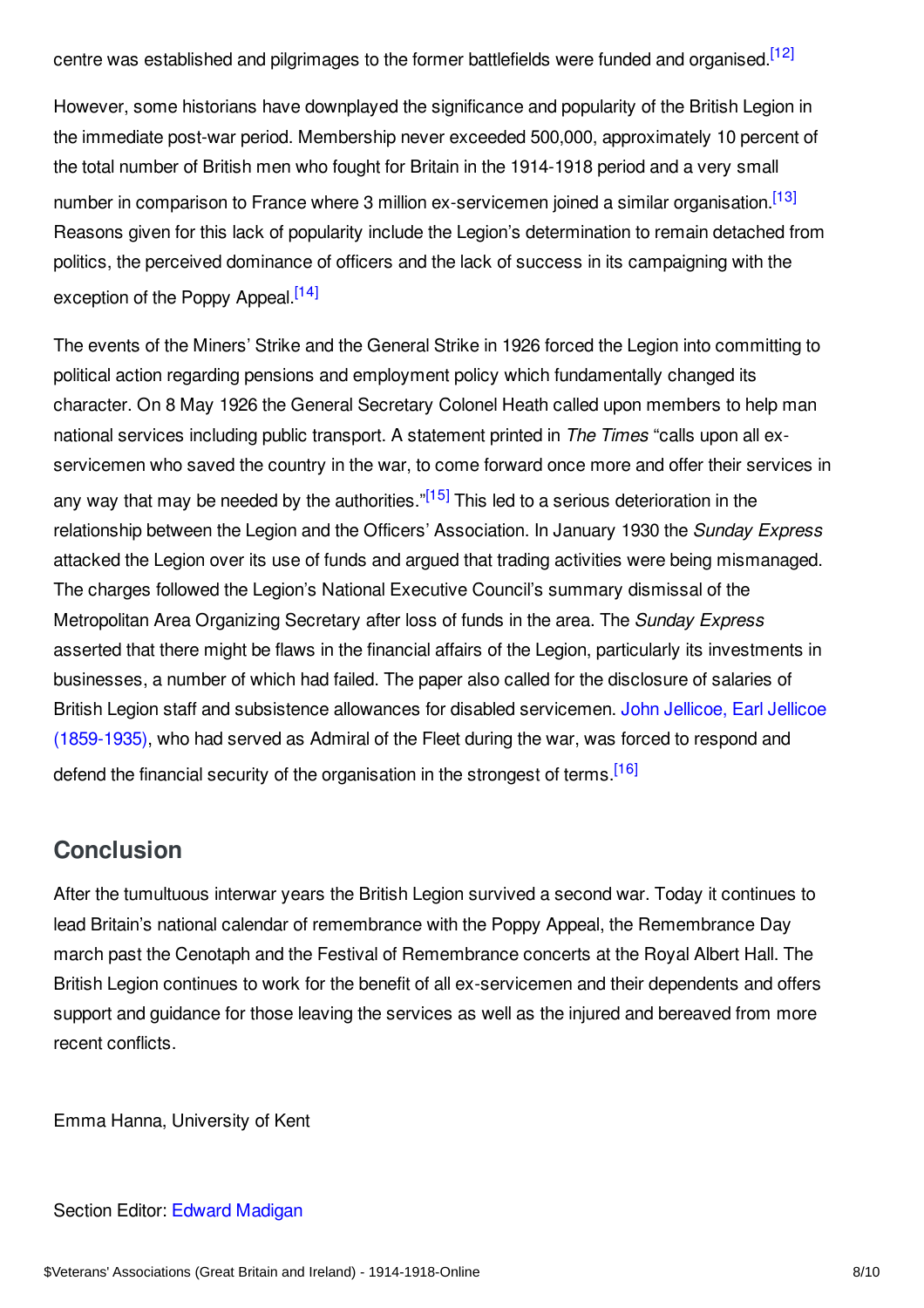centre was established and pilgrimages to the former battlefields were funded and organised.[12]

However, some historians have downplayed the significance and popularity of the British Legion in the immediate post-war period. Membership never exceeded 500,000, approximately 10 percent of the total number of British men who fought for Britain in the 1914-1918 period and a very small number in comparison to France where 3 million ex-servicemen joined a similar organisation.[13] Reasons given for this lack of popularity include the Legion's determination to remain detached from politics, the perceived dominance of officers and the lack of success in its campaigning with the exception of the Poppy Appeal.[14]

The events of the Miners' Strike and the General Strike in 1926 forced the Legion into committing to political action regarding pensions and employment policy which fundamentally changed its character. On 8 May 1926 the General Secretary Colonel Heath called upon members to help man national services including public transport. A statement printed in *The Times* "calls upon all ex-servicemen who saved the country in the war, to come forward once more and offer their services in any way that may be needed by the authorities."[15] This led to a serious deterioration in the relationship between the Legion and the Officers' Association. In January 1930 the *Sunday Express* attacked the Legion over its use of funds and argued that trading activities were being mismanaged. The charges followed the Legion's National Executive Council's summary dismissal of the Metropolitan Area Organizing Secretary after loss of funds in the area. The *Sunday Express* asserted that there might be flaws in the financial affairs of the Legion, particularly its investments in businesses, a number of which had failed. The paper also called for the disclosure of salaries of British Legion staff and subsistence allowances for disabled servicemen. John Jellicoe, Earl Jellicoe (1859-1935), who had served as Admiral of the Fleet during the war, was forced to respond and defend the financial security of the organisation in the strongest of terms.[16]

## Conclusion

After the tumultuous interwar years the British Legion survived a second war. Today it continues to lead Britain's national calendar of remembrance with the Poppy Appeal, the Remembrance Day march past the Cenotaph and the Festival of Remembrance concerts at the Royal Albert Hall. The British Legion continues to work for the benefit of all ex-servicemen and their dependents and offers support and guidance for those leaving the services as well as the injured and bereaved from more recent conflicts.

Emma Hanna, University of Kent

Section Editor: Edward Madigan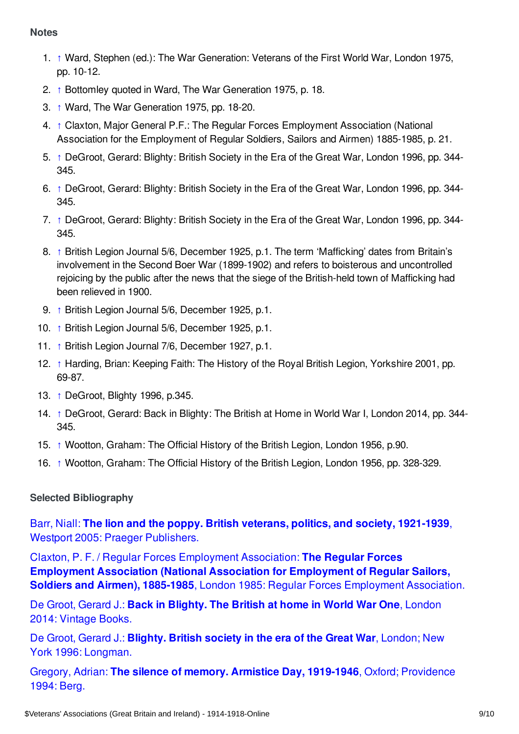### Notes

1. ↑ Ward, Stephen (ed.): The War Generation: Veterans of the First World War, London 1975, pp. 10-12.
2. ↑ Bottomley quoted in Ward, The War Generation 1975, p. 18.
3. ↑ Ward, The War Generation 1975, pp. 18-20.
4. ↑ Claxton, Major General P.F.: The Regular Forces Employment Association (National Association for the Employment of Regular Soldiers, Sailors and Airmen) 1885-1985, p. 21.
5. ↑ DeGroot, Gerard: Blighty: British Society in the Era of the Great War, London 1996, pp. 344-345.
6. ↑ DeGroot, Gerard: Blighty: British Society in the Era of the Great War, London 1996, pp. 344-345.
7. ↑ DeGroot, Gerard: Blighty: British Society in the Era of the Great War, London 1996, pp. 344-345.
8. ↑ British Legion Journal 5/6, December 1925, p.1. The term 'Mafficking' dates from Britain's involvement in the Second Boer War (1899-1902) and refers to boisterous and uncontrolled rejoicing by the public after the news that the siege of the British-held town of Mafficking had been relieved in 1900.
9. ↑ British Legion Journal 5/6, December 1925, p.1.
10. ↑ British Legion Journal 5/6, December 1925, p.1.
11. ↑ British Legion Journal 7/6, December 1927, p.1.
12. ↑ Harding, Brian: Keeping Faith: The History of the Royal British Legion, Yorkshire 2001, pp. 69-87.
13. ↑ DeGroot, Blighty 1996, p.345.
14. ↑ DeGroot, Gerard: Back in Blighty: The British at Home in World War I, London 2014, pp. 344-345.
15. ↑ Wootton, Graham: The Official History of the British Legion, London 1956, p.90.
16. ↑ Wootton, Graham: The Official History of the British Legion, London 1956, pp. 328-329.

### Selected Bibliography

Barr, Niall: **The lion and the poppy. British veterans, politics, and society, 1921-1939**, Westport 2005: Praeger Publishers.

Claxton, P. F. / Regular Forces Employment Association: **The Regular Forces Employment Association (National Association for Employment of Regular Sailors, Soldiers and Airmen), 1885-1985**, London 1985: Regular Forces Employment Association.

De Groot, Gerard J.: **Back in Blighty. The British at home in World War One**, London 2014: Vintage Books.

De Groot, Gerard J.: **Blighty. British society in the era of the Great War**, London; New York 1996: Longman.

Gregory, Adrian: **The silence of memory. Armistice Day, 1919-1946**, Oxford; Providence 1994: Berg.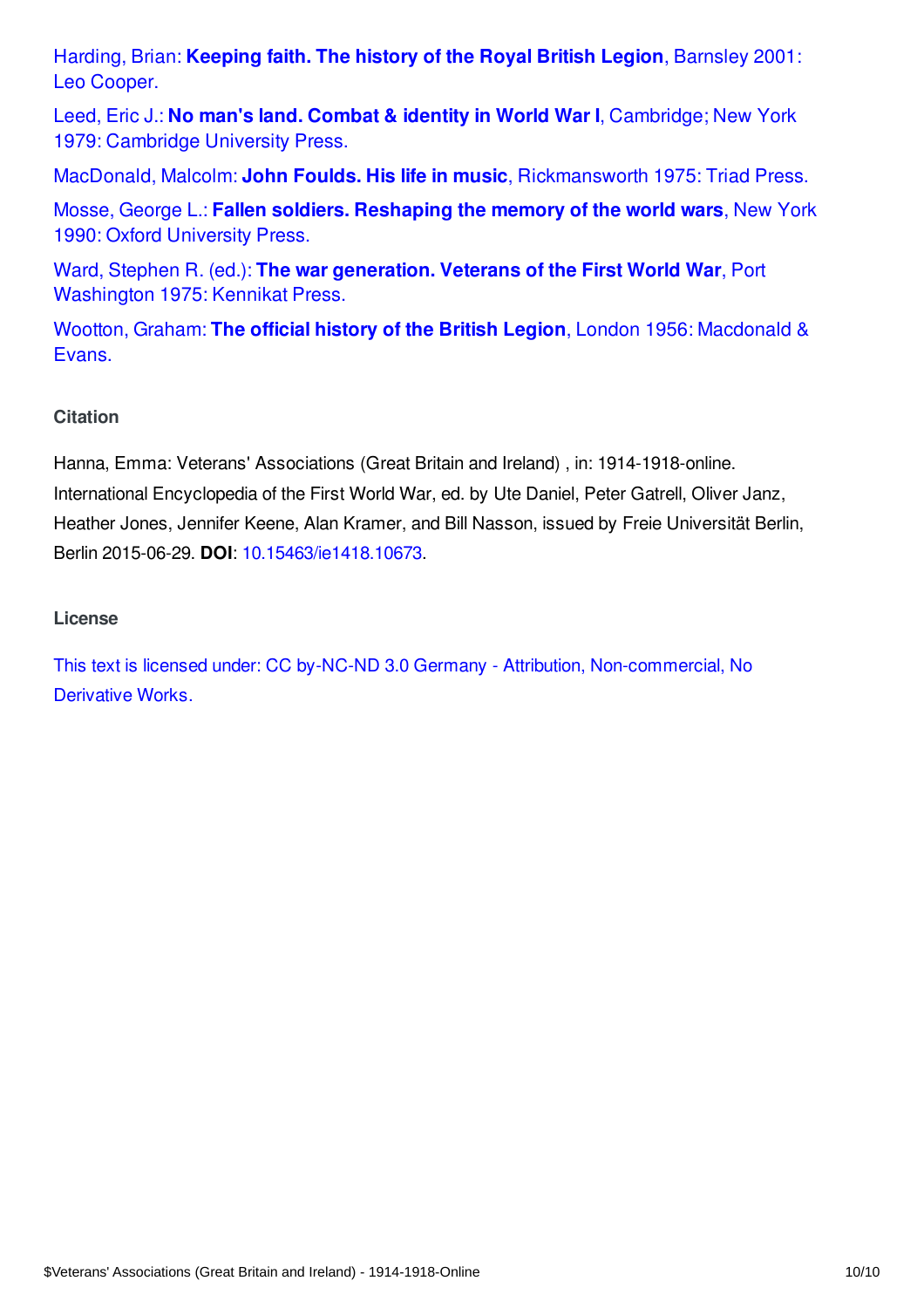Harding, Brian: **Keeping faith. The history of the Royal British Legion**, Barnsley 2001: Leo Cooper.

Leed, Eric J.: **No man's land. Combat & identity in World War I**, Cambridge; New York 1979: Cambridge University Press.

MacDonald, Malcolm: **John Foulds. His life in music**, Rickmansworth 1975: Triad Press.

Mosse, George L.: **Fallen soldiers. Reshaping the memory of the world wars**, New York 1990: Oxford University Press.

Ward, Stephen R. (ed.): **The war generation. Veterans of the First World War**, Port Washington 1975: Kennikat Press.

Wootton, Graham: **The official history of the British Legion**, London 1956: Macdonald & Evans.

### Citation

Hanna, Emma: Veterans' Associations (Great Britain and Ireland) , in: 1914-1918-online. International Encyclopedia of the First World War, ed. by Ute Daniel, Peter Gatrell, Oliver Janz, Heather Jones, Jennifer Keene, Alan Kramer, and Bill Nasson, issued by Freie Universität Berlin, Berlin 2015-06-29. **DOI**: 10.15463/ie1418.10673.

### License

This text is licensed under: CC by-NC-ND 3.0 Germany - Attribution, Non-commercial, No Derivative Works.